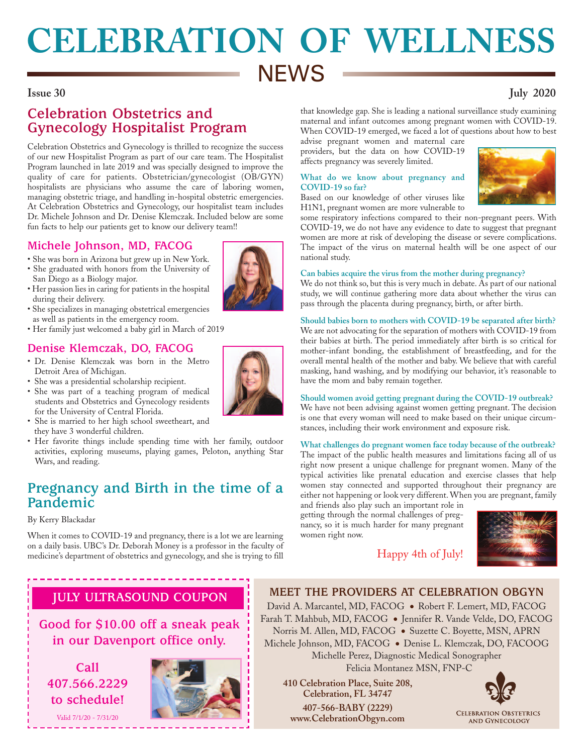# CELEBRATION OF WELLNESS

# NEWS

**Issue 30** **July 2020**

## Celebration Obstetrics and Gynecology Hospitalist Program

Celebration Obstetrics and Gynecology is thrilled to recognize the success of our new Hospitalist Program as part of our care team. The Hospitalist Program launched in late 2019 and was specially designed to improve the quality of care for patients. Obstetrician/gynecologist (OB/GYN) hospitalists are physicians who assume the care of laboring women, managing obstetric triage, and handling in-hospital obstetric emergencies. At Celebration Obstetrics and Gynecology, our hospitalist team includes Dr. Michele Johnson and Dr. Denise Klemczak. Included below are some fun facts to help our patients get to know our delivery team!!

### Michele Johnson, MD, FACOG

- She was born in Arizona but grew up in New York.
- She graduated with honors from the University of San Diego as a Biology major.
- Her passion lies in caring for patients in the hospital during their delivery.
- She specializes in managing obstetrical emergencies as well as patients in the emergency room.
- Her family just welcomed a baby girl in March of 2019

### Denise Klemczak, DO, FACOG

- Dr. Denise Klemczak was born in the Metro Detroit Area of Michigan.
- She was a presidential scholarship recipient.
- She was part of a teaching program of medical students and Obstetrics and Gynecology residents for the University of Central Florida.
- She is married to her high school sweetheart, and they have 3 wonderful children.
- Her favorite things include spending time with her family, outdoor activities, exploring museums, playing games, Peloton, anything Star Wars, and reading.

## Pregnancy and Birth in the time of a Pandemic

By Kerry Blackadar

When it comes to COVID-19 and pregnancy, there is a lot we are learning on a daily basis. UBC's Dr. Deborah Money is a professor in the faculty of medicine's department of obstetrics and gynecology, and she is trying to fill that knowledge gap. She is leading a national surveillance study examining maternal and infant outcomes among pregnant women with COVID-19. When COVID-19 emerged, we faced a lot of questions about how to best advise pregnant women and maternal care providers, but the data on how COVID-19 affects pregnancy was severely limited.

**What do we know about pregnancy and COVID-19 so far?**

Based on our knowledge of other viruses like H1N1, pregnant women are more vulnerable to some respiratory infections compared to their non-pregnant peers. With COVID-19, we do not have any evidence to date to suggest that pregnant women are more at risk of developing the disease or severe complications. The impact of the virus on maternal health will be one aspect of our national study.

**Can babies acquire the virus from the mother during pregnancy?**

We do not think so, but this is very much in debate. As part of our national study, we will continue gathering more data about whether the virus can pass through the placenta during pregnancy, birth, or after birth.

**Should babies born to mothers with COVID-19 be separated after birth?**

We are not advocating for the separation of mothers with COVID-19 from their babies at birth. The period immediately after birth is so critical for mother-infant bonding, the establishment of breastfeeding, and for the overall mental health of the mother and baby. We believe that with careful masking, hand washing, and by modifying our behavior, it's reasonable to have the mom and baby remain together.

**Should women avoid getting pregnant during the COVID-19 outbreak?**

We have not been advising against women getting pregnant. The decision is one that every woman will need to make based on their unique circumstances, including their work environment and exposure risk.

**What challenges do pregnant women face today because of the outbreak?**

The impact of the public health measures and limitations facing all of us right now present a unique challenge for pregnant women. Many of the typical activities like prenatal education and exercise classes that help women stay connected and supported throughout their pregnancy are either not happening or look very different. When you are pregnant, family and friends also play such an important role in getting through the normal challenges of pregnancy, so it is much harder for many pregnant women right now.

Happy 4th of July!

### JULY ULTRASOUND COUPON

**Good for $10.00 off a sneak peak in our Davenport office only.**

**Call 407.566.2229 to schedule!**

Valid 7/1/20 - 7/31/20

### MEET THE PROVIDERS AT CELEBRATION OBGYN

David A. Marcantel, MD, FACOG • Robert F. Lemert, MD, FACOG
Farah T. Mahbub, MD, FACOG • Jennifer R. Vande Velde, DO, FACOG
Norris M. Allen, MD, FACOG • Suzette C. Boyette, MSN, APRN
Michele Johnson, MD, FACOG • Denise L. Klemczak, DO, FACOOG
Michelle Perez, Diagnostic Medical Sonographer
Felicia Montanez MSN, FNP-C

**410 Celebration Place, Suite 208,**
**Celebration, FL 34747**

**407-566-BABY (2229)**
**www.CelebrationObgyn.com**

Celebration Obstetrics and Gynecology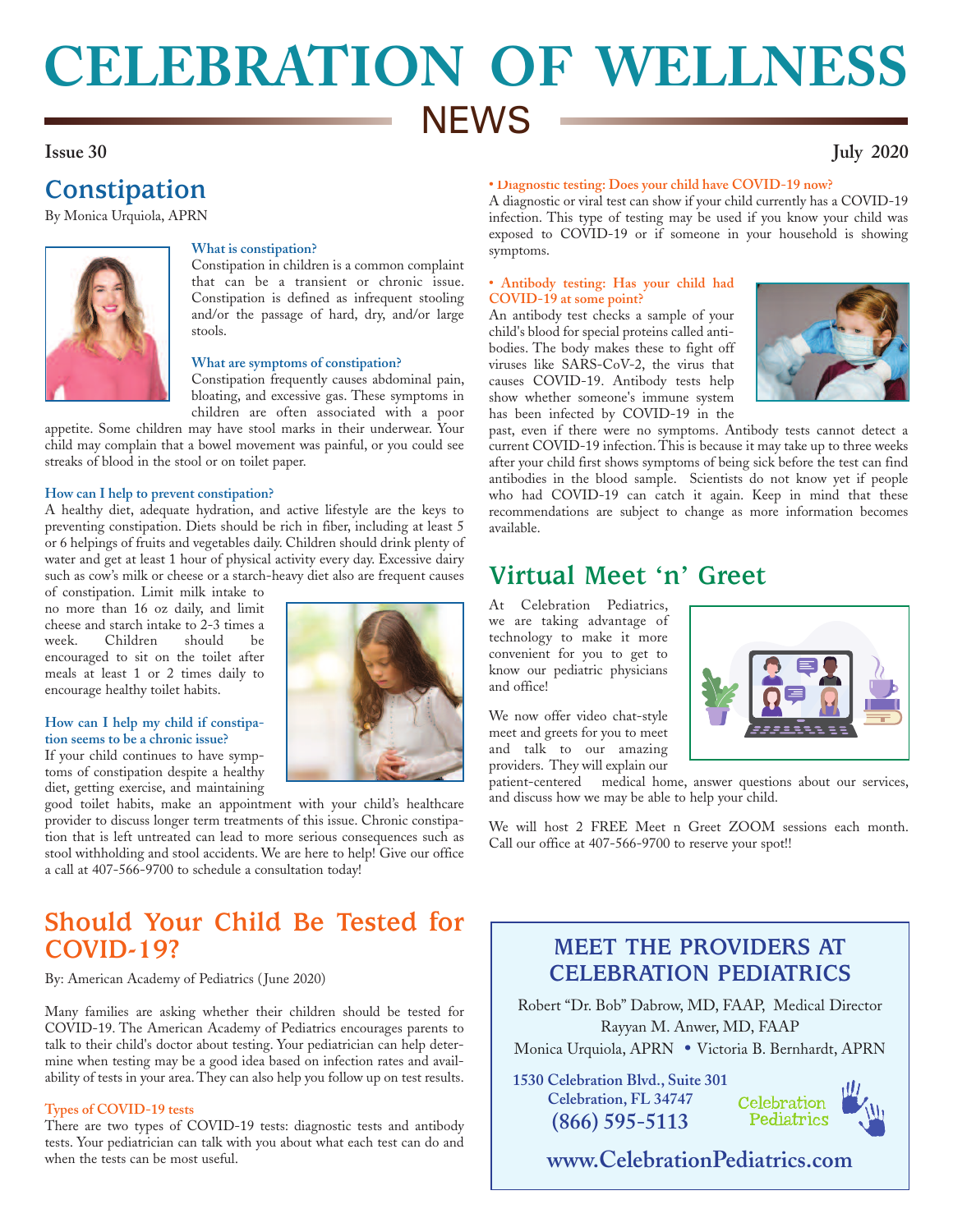# CELEBRATION OF WELLNESS

NEWS

**Issue 30** **July 2020**

## Constipation

By Monica Urquiola, APRN

### What is constipation?

Constipation in children is a common complaint that can be a transient or chronic issue. Constipation is defined as infrequent stooling and/or the passage of hard, dry, and/or large stools.

### What are symptoms of constipation?

Constipation frequently causes abdominal pain, bloating, and excessive gas. These symptoms in children are often associated with a poor appetite. Some children may have stool marks in their underwear. Your child may complain that a bowel movement was painful, or you could see streaks of blood in the stool or on toilet paper.

### How can I help to prevent constipation?

A healthy diet, adequate hydration, and active lifestyle are the keys to preventing constipation. Diets should be rich in fiber, including at least 5 or 6 helpings of fruits and vegetables daily. Children should drink plenty of water and get at least 1 hour of physical activity every day. Excessive dairy such as cow's milk or cheese or a starch-heavy diet also are frequent causes of constipation. Limit milk intake to no more than 16 oz daily, and limit cheese and starch intake to 2-3 times a week. Children should be encouraged to sit on the toilet after meals at least 1 or 2 times daily to encourage healthy toilet habits.

### How can I help my child if constipation seems to be a chronic issue?

If your child continues to have symptoms of constipation despite a healthy diet, getting exercise, and maintaining good toilet habits, make an appointment with your child's healthcare provider to discuss longer term treatments of this issue. Chronic constipation that is left untreated can lead to more serious consequences such as stool withholding and stool accidents. We are here to help! Give our office a call at 407-566-9700 to schedule a consultation today!

## Should Your Child Be Tested for COVID-19?

By: American Academy of Pediatrics (June 2020)

Many families are asking whether their children should be tested for COVID-19. The American Academy of Pediatrics encourages parents to talk to their child's doctor about testing. Your pediatrician can help determine when testing may be a good idea based on infection rates and availability of tests in your area. They can also help you follow up on test results.

### Types of COVID-19 tests

There are two types of COVID-19 tests: diagnostic tests and antibody tests. Your pediatrician can talk with you about what each test can do and when the tests can be most useful.

**• Diagnostic testing: Does your child have COVID-19 now?**

A diagnostic or viral test can show if your child currently has a COVID-19 infection. This type of testing may be used if you know your child was exposed to COVID-19 or if someone in your household is showing symptoms.

**• Antibody testing: Has your child had COVID-19 at some point?**

An antibody test checks a sample of your child's blood for special proteins called antibodies. The body makes these to fight off viruses like SARS-CoV-2, the virus that causes COVID-19. Antibody tests help show whether someone's immune system has been infected by COVID-19 in the past, even if there were no symptoms. Antibody tests cannot detect a current COVID-19 infection. This is because it may take up to three weeks after your child first shows symptoms of being sick before the test can find antibodies in the blood sample. Scientists do not know yet if people who had COVID-19 can catch it again. Keep in mind that these recommendations are subject to change as more information becomes available.

## Virtual Meet 'n' Greet

At Celebration Pediatrics, we are taking advantage of technology to make it more convenient for you to get to know our pediatric physicians and office!

We now offer video chat-style meet and greets for you to meet and talk to our amazing providers. They will explain our patient-centered medical home, answer questions about our services, and discuss how we may be able to help your child.

We will host 2 FREE Meet n Greet ZOOM sessions each month. Call our office at 407-566-9700 to reserve your spot!!

## MEET THE PROVIDERS AT CELEBRATION PEDIATRICS

Robert "Dr. Bob" Dabrow, MD, FAAP, Medical Director
Rayyan M. Anwer, MD, FAAP
Monica Urquiola, APRN • Victoria B. Bernhardt, APRN

**1530 Celebration Blvd., Suite 301**
**Celebration, FL 34747**
**(866) 595-5113**

Celebration Pediatrics

**www.CelebrationPediatrics.com**